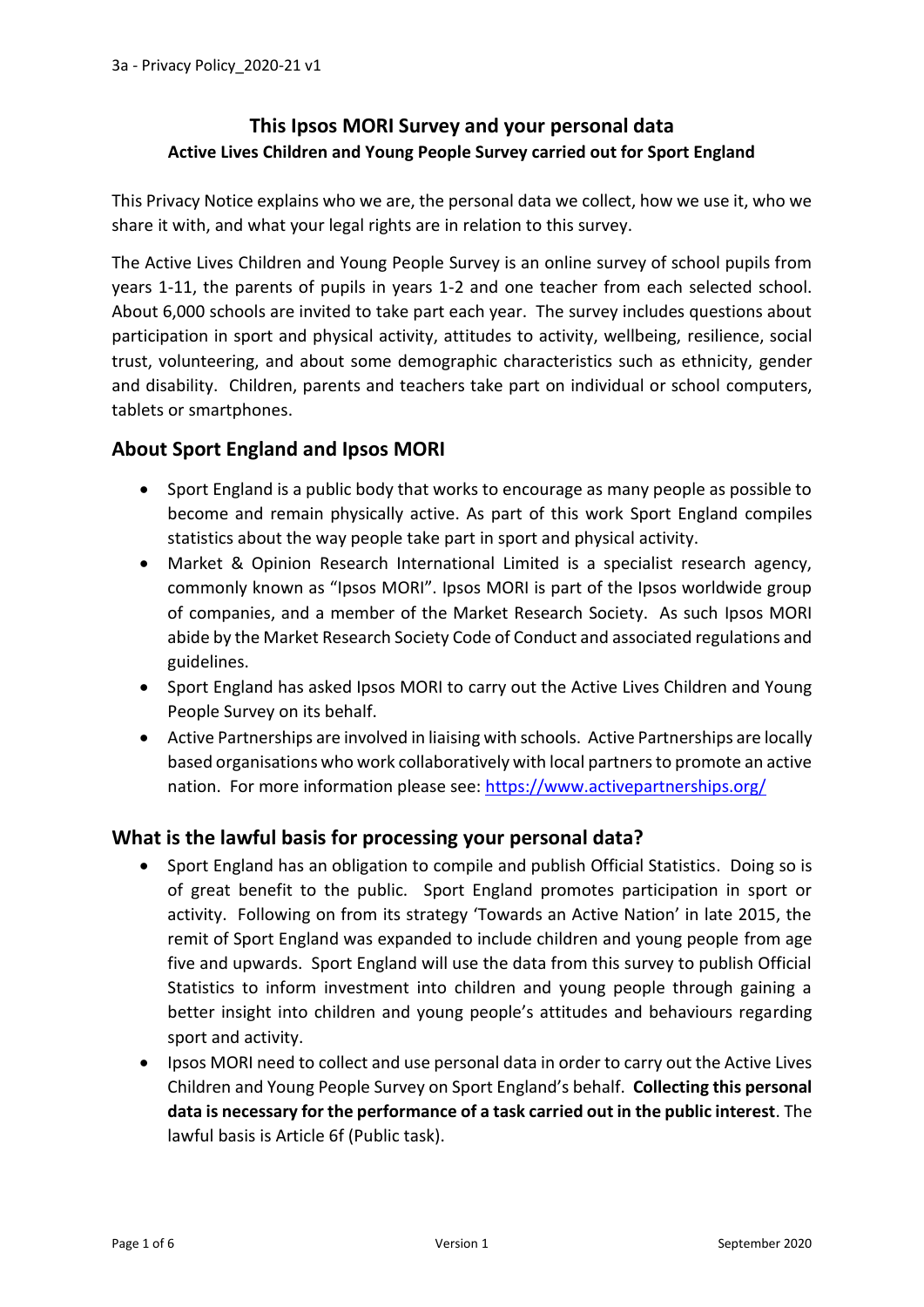# This Ipsos MORI Survey and your personal data

**Active Lives Children and Young People Survey carried out for Sport England**

This Privacy Notice explains who we are, the personal data we collect, how we use it, who we share it with, and what your legal rights are in relation to this survey.

The Active Lives Children and Young People Survey is an online survey of school pupils from years 1-11, the parents of pupils in years 1-2 and one teacher from each selected school. About 6,000 schools are invited to take part each year. The survey includes questions about participation in sport and physical activity, attitudes to activity, wellbeing, resilience, social trust, volunteering, and about some demographic characteristics such as ethnicity, gender and disability. Children, parents and teachers take part on individual or school computers, tablets or smartphones.

## About Sport England and Ipsos MORI

- Sport England is a public body that works to encourage as many people as possible to become and remain physically active. As part of this work Sport England compiles statistics about the way people take part in sport and physical activity.
- Market & Opinion Research International Limited is a specialist research agency, commonly known as "Ipsos MORI". Ipsos MORI is part of the Ipsos worldwide group of companies, and a member of the Market Research Society. As such Ipsos MORI abide by the Market Research Society Code of Conduct and associated regulations and guidelines.
- Sport England has asked Ipsos MORI to carry out the Active Lives Children and Young People Survey on its behalf.
- Active Partnerships are involved in liaising with schools. Active Partnerships are locally based organisations who work collaboratively with local partners to promote an active nation. For more information please see: https://www.activepartnerships.org/

## What is the lawful basis for processing your personal data?

- Sport England has an obligation to compile and publish Official Statistics. Doing so is of great benefit to the public. Sport England promotes participation in sport or activity. Following on from its strategy 'Towards an Active Nation' in late 2015, the remit of Sport England was expanded to include children and young people from age five and upwards. Sport England will use the data from this survey to publish Official Statistics to inform investment into children and young people through gaining a better insight into children and young people's attitudes and behaviours regarding sport and activity.
- Ipsos MORI need to collect and use personal data in order to carry out the Active Lives Children and Young People Survey on Sport England's behalf. **Collecting this personal data is necessary for the performance of a task carried out in the public interest**. The lawful basis is Article 6f (Public task).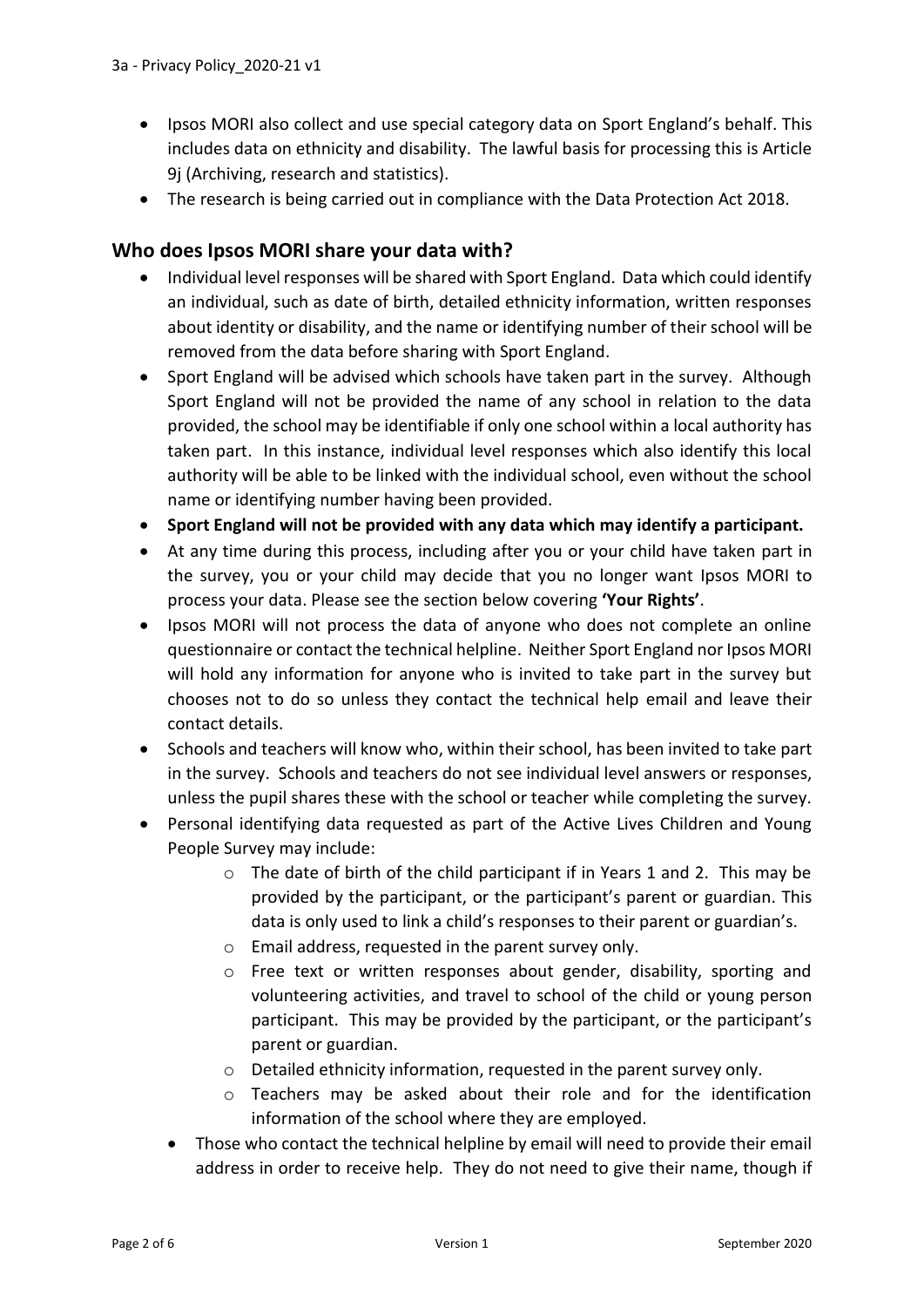- Ipsos MORI also collect and use special category data on Sport England's behalf. This includes data on ethnicity and disability. The lawful basis for processing this is Article 9j (Archiving, research and statistics).
- The research is being carried out in compliance with the Data Protection Act 2018.

## Who does Ipsos MORI share your data with?

- Individual level responses will be shared with Sport England. Data which could identify an individual, such as date of birth, detailed ethnicity information, written responses about identity or disability, and the name or identifying number of their school will be removed from the data before sharing with Sport England.
- Sport England will be advised which schools have taken part in the survey. Although Sport England will not be provided the name of any school in relation to the data provided, the school may be identifiable if only one school within a local authority has taken part. In this instance, individual level responses which also identify this local authority will be able to be linked with the individual school, even without the school name or identifying number having been provided.
- **Sport England will not be provided with any data which may identify a participant.**
- At any time during this process, including after you or your child have taken part in the survey, you or your child may decide that you no longer want Ipsos MORI to process your data. Please see the section below covering **'Your Rights'**.
- Ipsos MORI will not process the data of anyone who does not complete an online questionnaire or contact the technical helpline. Neither Sport England nor Ipsos MORI will hold any information for anyone who is invited to take part in the survey but chooses not to do so unless they contact the technical help email and leave their contact details.
- Schools and teachers will know who, within their school, has been invited to take part in the survey. Schools and teachers do not see individual level answers or responses, unless the pupil shares these with the school or teacher while completing the survey.
- Personal identifying data requested as part of the Active Lives Children and Young People Survey may include:
  - The date of birth of the child participant if in Years 1 and 2. This may be provided by the participant, or the participant's parent or guardian. This data is only used to link a child's responses to their parent or guardian's.
  - Email address, requested in the parent survey only.
  - Free text or written responses about gender, disability, sporting and volunteering activities, and travel to school of the child or young person participant. This may be provided by the participant, or the participant's parent or guardian.
  - Detailed ethnicity information, requested in the parent survey only.
  - Teachers may be asked about their role and for the identification information of the school where they are employed.
- Those who contact the technical helpline by email will need to provide their email address in order to receive help. They do not need to give their name, though if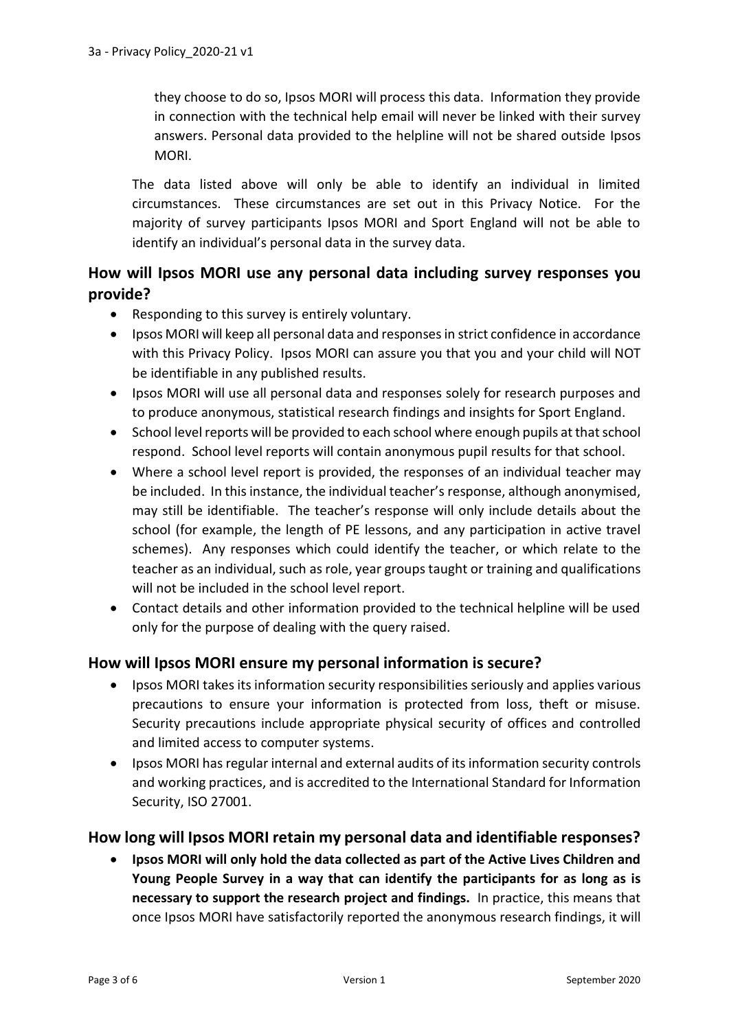they choose to do so, Ipsos MORI will process this data. Information they provide in connection with the technical help email will never be linked with their survey answers. Personal data provided to the helpline will not be shared outside Ipsos MORI.

The data listed above will only be able to identify an individual in limited circumstances. These circumstances are set out in this Privacy Notice. For the majority of survey participants Ipsos MORI and Sport England will not be able to identify an individual's personal data in the survey data.

## How will Ipsos MORI use any personal data including survey responses you provide?

- Responding to this survey is entirely voluntary.
- Ipsos MORI will keep all personal data and responses in strict confidence in accordance with this Privacy Policy. Ipsos MORI can assure you that you and your child will NOT be identifiable in any published results.
- Ipsos MORI will use all personal data and responses solely for research purposes and to produce anonymous, statistical research findings and insights for Sport England.
- School level reports will be provided to each school where enough pupils at that school respond. School level reports will contain anonymous pupil results for that school.
- Where a school level report is provided, the responses of an individual teacher may be included. In this instance, the individual teacher's response, although anonymised, may still be identifiable. The teacher's response will only include details about the school (for example, the length of PE lessons, and any participation in active travel schemes). Any responses which could identify the teacher, or which relate to the teacher as an individual, such as role, year groups taught or training and qualifications will not be included in the school level report.
- Contact details and other information provided to the technical helpline will be used only for the purpose of dealing with the query raised.

## How will Ipsos MORI ensure my personal information is secure?

- Ipsos MORI takes its information security responsibilities seriously and applies various precautions to ensure your information is protected from loss, theft or misuse. Security precautions include appropriate physical security of offices and controlled and limited access to computer systems.
- Ipsos MORI has regular internal and external audits of its information security controls and working practices, and is accredited to the International Standard for Information Security, ISO 27001.

## How long will Ipsos MORI retain my personal data and identifiable responses?

- **Ipsos MORI will only hold the data collected as part of the Active Lives Children and Young People Survey in a way that can identify the participants for as long as is necessary to support the research project and findings.** In practice, this means that once Ipsos MORI have satisfactorily reported the anonymous research findings, it will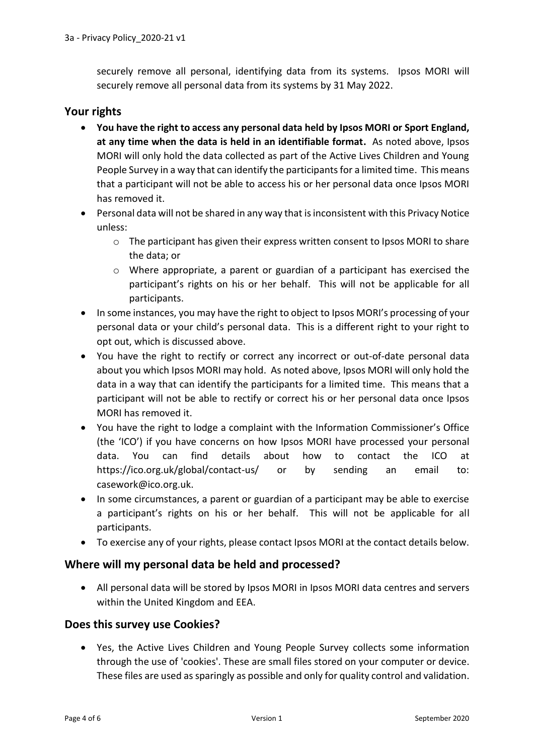securely remove all personal, identifying data from its systems. Ipsos MORI will securely remove all personal data from its systems by 31 May 2022.

## Your rights

- **You have the right to access any personal data held by Ipsos MORI or Sport England, at any time when the data is held in an identifiable format.** As noted above, Ipsos MORI will only hold the data collected as part of the Active Lives Children and Young People Survey in a way that can identify the participants for a limited time. This means that a participant will not be able to access his or her personal data once Ipsos MORI has removed it.
- Personal data will not be shared in any way that is inconsistent with this Privacy Notice unless:
  - The participant has given their express written consent to Ipsos MORI to share the data; or
  - Where appropriate, a parent or guardian of a participant has exercised the participant's rights on his or her behalf. This will not be applicable for all participants.
- In some instances, you may have the right to object to Ipsos MORI's processing of your personal data or your child's personal data. This is a different right to your right to opt out, which is discussed above.
- You have the right to rectify or correct any incorrect or out-of-date personal data about you which Ipsos MORI may hold. As noted above, Ipsos MORI will only hold the data in a way that can identify the participants for a limited time. This means that a participant will not be able to rectify or correct his or her personal data once Ipsos MORI has removed it.
- You have the right to lodge a complaint with the Information Commissioner's Office (the 'ICO') if you have concerns on how Ipsos MORI have processed your personal data. You can find details about how to contact the ICO at https://ico.org.uk/global/contact-us/ or by sending an email to: casework@ico.org.uk.
- In some circumstances, a parent or guardian of a participant may be able to exercise a participant's rights on his or her behalf. This will not be applicable for all participants.
- To exercise any of your rights, please contact Ipsos MORI at the contact details below.

## Where will my personal data be held and processed?

- All personal data will be stored by Ipsos MORI in Ipsos MORI data centres and servers within the United Kingdom and EEA.

## Does this survey use Cookies?

- Yes, the Active Lives Children and Young People Survey collects some information through the use of 'cookies'. These are small files stored on your computer or device. These files are used as sparingly as possible and only for quality control and validation.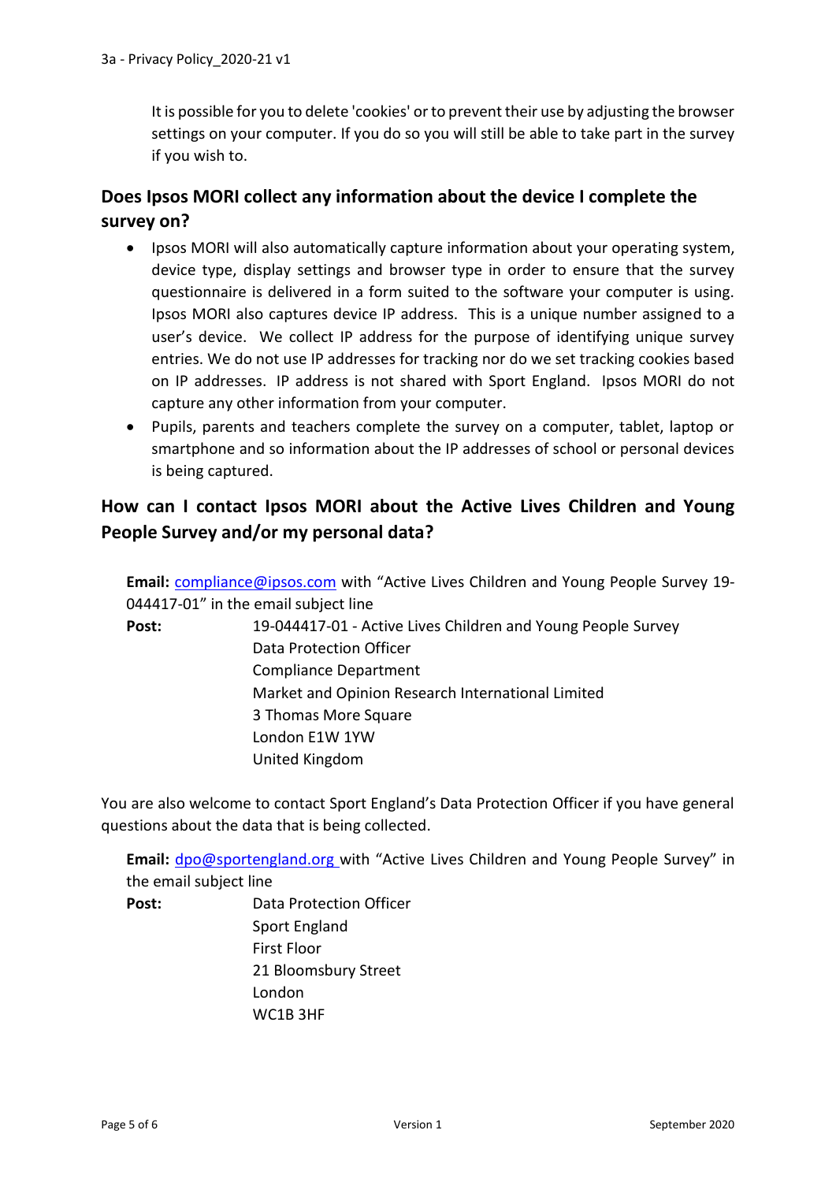It is possible for you to delete 'cookies' or to prevent their use by adjusting the browser settings on your computer. If you do so you will still be able to take part in the survey if you wish to.

## Does Ipsos MORI collect any information about the device I complete the survey on?

- Ipsos MORI will also automatically capture information about your operating system, device type, display settings and browser type in order to ensure that the survey questionnaire is delivered in a form suited to the software your computer is using. Ipsos MORI also captures device IP address. This is a unique number assigned to a user's device. We collect IP address for the purpose of identifying unique survey entries. We do not use IP addresses for tracking nor do we set tracking cookies based on IP addresses. IP address is not shared with Sport England. Ipsos MORI do not capture any other information from your computer.
- Pupils, parents and teachers complete the survey on a computer, tablet, laptop or smartphone and so information about the IP addresses of school or personal devices is being captured.

## How can I contact Ipsos MORI about the Active Lives Children and Young People Survey and/or my personal data?

**Email:** compliance@ipsos.com with "Active Lives Children and Young People Survey 19-044417-01" in the email subject line

**Post:**
19-044417-01 - Active Lives Children and Young People Survey
Data Protection Officer
Compliance Department
Market and Opinion Research International Limited
3 Thomas More Square
London E1W 1YW
United Kingdom

You are also welcome to contact Sport England's Data Protection Officer if you have general questions about the data that is being collected.

**Email:** dpo@sportengland.org with "Active Lives Children and Young People Survey" in the email subject line

**Post:**
Data Protection Officer
Sport England
First Floor
21 Bloomsbury Street
London
WC1B 3HF